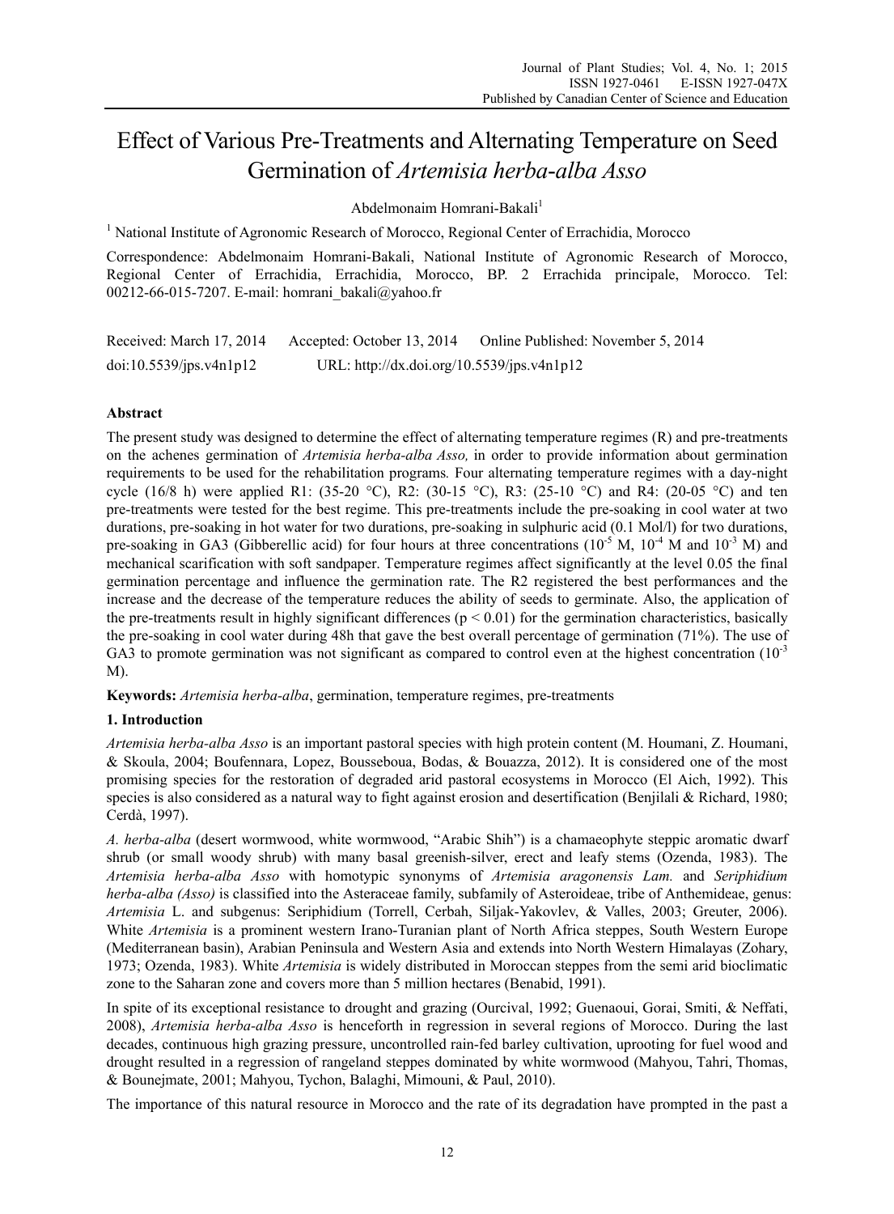# Effect of Various Pre-Treatments and Alternating Temperature on Seed Germination of *Artemisia herba-alba Asso*

Abdelmonaim Homrani-Bakali[1]

[1] National Institute of Agronomic Research of Morocco, Regional Center of Errachidia, Morocco

Correspondence: Abdelmonaim Homrani-Bakali, National Institute of Agronomic Research of Morocco, Regional Center of Errachidia, Errachidia, Morocco, BP. 2 Errachida principale, Morocco. Tel: 00212-66-015-7207. E-mail: homrani_bakali@yahoo.fr

Received: March 17, 2014 Accepted: October 13, 2014 Online Published: November 5, 2014

doi:10.5539/jps.v4n1p12 URL: http://dx.doi.org/10.5539/jps.v4n1p12

## Abstract

The present study was designed to determine the effect of alternating temperature regimes (R) and pre-treatments on the achenes germination of *Artemisia herba-alba Asso,* in order to provide information about germination requirements to be used for the rehabilitation programs*.* Four alternating temperature regimes with a day-night cycle (16/8 h) were applied R1: (35-20 °C), R2: (30-15 °C), R3: (25-10 °C) and R4: (20-05 °C) and ten pre-treatments were tested for the best regime. This pre-treatments include the pre-soaking in cool water at two durations, pre-soaking in hot water for two durations, pre-soaking in sulphuric acid (0.1 Mol/l) for two durations, pre-soaking in GA3 (Gibberellic acid) for four hours at three concentrations ($10^{-5}$ M, $10^{-4}$ M and $10^{-3}$ M) and mechanical scarification with soft sandpaper. Temperature regimes affect significantly at the level 0.05 the final germination percentage and influence the germination rate. The R2 registered the best performances and the increase and the decrease of the temperature reduces the ability of seeds to germinate. Also, the application of the pre-treatments result in highly significant differences ($p < 0.01$) for the germination characteristics, basically the pre-soaking in cool water during 48h that gave the best overall percentage of germination (71%). The use of GA3 to promote germination was not significant as compared to control even at the highest concentration ($10^{-3}$ M).

**Keywords:** *Artemisia herba-alba*, germination, temperature regimes, pre-treatments

## 1. Introduction

*Artemisia herba-alba Asso* is an important pastoral species with high protein content (M. Houmani, Z. Houmani, & Skoula, 2004; Boufennara, Lopez, Bousseboua, Bodas, & Bouazza, 2012). It is considered one of the most promising species for the restoration of degraded arid pastoral ecosystems in Morocco (El Aich, 1992). This species is also considered as a natural way to fight against erosion and desertification (Benjilali & Richard, 1980; Cerdà, 1997).

*A. herba-alba* (desert wormwood, white wormwood, "Arabic Shih") is a chamaeophyte steppic aromatic dwarf shrub (or small woody shrub) with many basal greenish-silver, erect and leafy stems (Ozenda, 1983). The *Artemisia herba-alba Asso* with homotypic synonyms of *Artemisia aragonensis Lam.* and *Seriphidium herba-alba (Asso)* is classified into the Asteraceae family, subfamily of Asteroideae, tribe of Anthemideae, genus: *Artemisia* L. and subgenus: Seriphidium (Torrell, Cerbah, Siljak-Yakovlev, & Valles, 2003; Greuter, 2006). White *Artemisia* is a prominent western Irano-Turanian plant of North Africa steppes, South Western Europe (Mediterranean basin), Arabian Peninsula and Western Asia and extends into North Western Himalayas (Zohary, 1973; Ozenda, 1983). White *Artemisia* is widely distributed in Moroccan steppes from the semi arid bioclimatic zone to the Saharan zone and covers more than 5 million hectares (Benabid, 1991).

In spite of its exceptional resistance to drought and grazing (Ourcival, 1992; Guenaoui, Gorai, Smiti, & Neffati, 2008), *Artemisia herba-alba Asso* is henceforth in regression in several regions of Morocco. During the last decades, continuous high grazing pressure, uncontrolled rain-fed barley cultivation, uprooting for fuel wood and drought resulted in a regression of rangeland steppes dominated by white wormwood (Mahyou, Tahri, Thomas, & Bounejmate, 2001; Mahyou, Tychon, Balaghi, Mimouni, & Paul, 2010).

The importance of this natural resource in Morocco and the rate of its degradation have prompted in the past a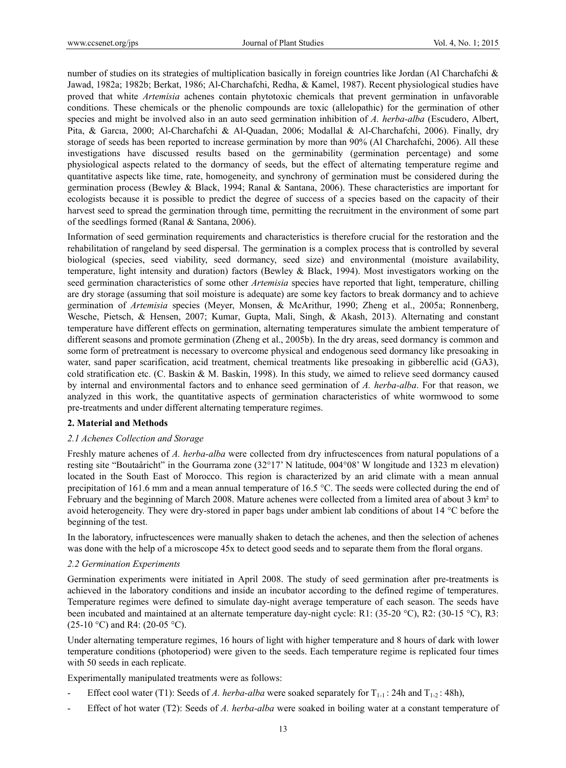number of studies on its strategies of multiplication basically in foreign countries like Jordan (Al Charchafchi & Jawad, 1982a; 1982b; Berkat, 1986; Al-Charchafchi, Redha, & Kamel, 1987). Recent physiological studies have proved that white *Artemisia* achenes contain phytotoxic chemicals that prevent germination in unfavorable conditions. These chemicals or the phenolic compounds are toxic (allelopathic) for the germination of other species and might be involved also in an auto seed germination inhibition of *A. herba-alba* (Escudero, Albert, Pita, & Garcıa, 2000; Al-Charchafchi & Al-Quadan, 2006; Modallal & Al-Charchafchi, 2006). Finally, dry storage of seeds has been reported to increase germination by more than 90% (Al Charchafchi, 2006). All these investigations have discussed results based on the germinability (germination percentage) and some physiological aspects related to the dormancy of seeds, but the effect of alternating temperature regime and quantitative aspects like time, rate, homogeneity, and synchrony of germination must be considered during the germination process (Bewley & Black, 1994; Ranal & Santana, 2006). These characteristics are important for ecologists because it is possible to predict the degree of success of a species based on the capacity of their harvest seed to spread the germination through time, permitting the recruitment in the environment of some part of the seedlings formed (Ranal & Santana, 2006).

Information of seed germination requirements and characteristics is therefore crucial for the restoration and the rehabilitation of rangeland by seed dispersal. The germination is a complex process that is controlled by several biological (species, seed viability, seed dormancy, seed size) and environmental (moisture availability, temperature, light intensity and duration) factors (Bewley & Black, 1994). Most investigators working on the seed germination characteristics of some other *Artemisia* species have reported that light, temperature, chilling are dry storage (assuming that soil moisture is adequate) are some key factors to break dormancy and to achieve germination of *Artemisia* species (Meyer, Monsen, & McArithur, 1990; Zheng et al., 2005a; Ronnenberg, Wesche, Pietsch, & Hensen, 2007; Kumar, Gupta, Mali, Singh, & Akash, 2013). Alternating and constant temperature have different effects on germination, alternating temperatures simulate the ambient temperature of different seasons and promote germination (Zheng et al., 2005b). In the dry areas, seed dormancy is common and some form of pretreatment is necessary to overcome physical and endogenous seed dormancy like presoaking in water, sand paper scarification, acid treatment, chemical treatments like presoaking in gibberellic acid (GA3), cold stratification etc. (C. Baskin & M. Baskin, 1998). In this study, we aimed to relieve seed dormancy caused by internal and environmental factors and to enhance seed germination of *A. herba-alba*. For that reason, we analyzed in this work, the quantitative aspects of germination characteristics of white wormwood to some pre-treatments and under different alternating temperature regimes.

## 2. Material and Methods

### 2.1 Achenes Collection and Storage

Freshly mature achenes of *A. herba-alba* were collected from dry infructescences from natural populations of a resting site "Boutaâricht" in the Gourrama zone (32°17' N latitude, 004°08' W longitude and 1323 m elevation) located in the South East of Morocco. This region is characterized by an arid climate with a mean annual precipitation of 161.6 mm and a mean annual temperature of 16.5 °C. The seeds were collected during the end of February and the beginning of March 2008. Mature achenes were collected from a limited area of about 3 km² to avoid heterogeneity. They were dry-stored in paper bags under ambient lab conditions of about 14 °C before the beginning of the test.

In the laboratory, infructescences were manually shaken to detach the achenes, and then the selection of achenes was done with the help of a microscope 45x to detect good seeds and to separate them from the floral organs.

### 2.2 Germination Experiments

Germination experiments were initiated in April 2008. The study of seed germination after pre-treatments is achieved in the laboratory conditions and inside an incubator according to the defined regime of temperatures. Temperature regimes were defined to simulate day-night average temperature of each season. The seeds have been incubated and maintained at an alternate temperature day-night cycle: R1: (35-20 °C), R2: (30-15 °C), R3: (25-10 °C) and R4: (20-05 °C).

Under alternating temperature regimes, 16 hours of light with higher temperature and 8 hours of dark with lower temperature conditions (photoperiod) were given to the seeds. Each temperature regime is replicated four times with 50 seeds in each replicate.

Experimentally manipulated treatments were as follows:

- Effect cool water (T1): Seeds of *A. herba-alba* were soaked separately for $T_{1-1}$ : 24h and $T_{1-2}$ : 48h),
- Effect of hot water (T2): Seeds of *A. herba-alba* were soaked in boiling water at a constant temperature of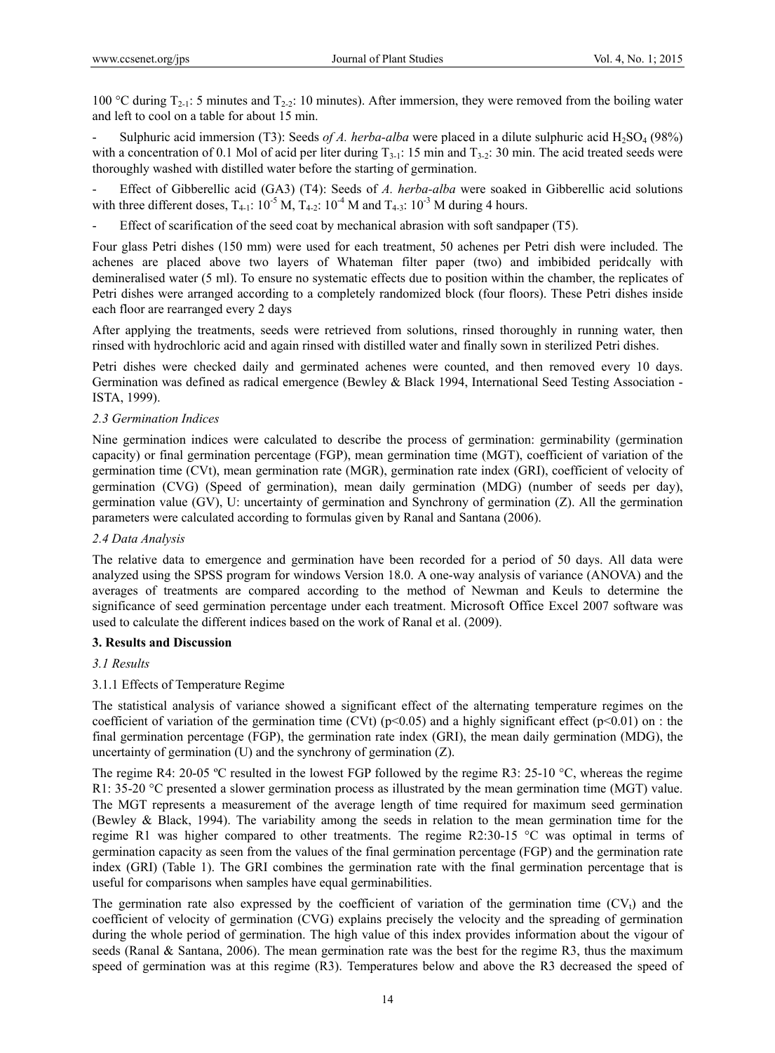100 °C during $T_{2-1}$: 5 minutes and $T_{2-2}$: 10 minutes). After immersion, they were removed from the boiling water and left to cool on a table for about 15 min.

- Sulphuric acid immersion (T3): Seeds *of A. herba-alba* were placed in a dilute sulphuric acid $H_2SO_4$ (98%) with a concentration of 0.1 Mol of acid per liter during $T_{3-1}$: 15 min and $T_{3-2}$: 30 min. The acid treated seeds were thoroughly washed with distilled water before the starting of germination.
- Effect of Gibberellic acid (GA3) (T4): Seeds of *A. herba-alba* were soaked in Gibberellic acid solutions with three different doses, $T_{4-1}$: $10^{-5}$ M, $T_{4-2}$: $10^{-4}$ M and $T_{4-3}$: $10^{-3}$ M during 4 hours.
- Effect of scarification of the seed coat by mechanical abrasion with soft sandpaper (T5).

Four glass Petri dishes (150 mm) were used for each treatment, 50 achenes per Petri dish were included. The achenes are placed above two layers of Whateman filter paper (two) and imbibided peridcally with demineralised water (5 ml). To ensure no systematic effects due to position within the chamber, the replicates of Petri dishes were arranged according to a completely randomized block (four floors). These Petri dishes inside each floor are rearranged every 2 days

After applying the treatments, seeds were retrieved from solutions, rinsed thoroughly in running water, then rinsed with hydrochloric acid and again rinsed with distilled water and finally sown in sterilized Petri dishes.

Petri dishes were checked daily and germinated achenes were counted, and then removed every 10 days. Germination was defined as radical emergence (Bewley & Black 1994, International Seed Testing Association - ISTA, 1999).

### *2.3 Germination Indices*

Nine germination indices were calculated to describe the process of germination: germinability (germination capacity) or final germination percentage (FGP), mean germination time (MGT), coefficient of variation of the germination time (CVt), mean germination rate (MGR), germination rate index (GRI), coefficient of velocity of germination (CVG) (Speed of germination), mean daily germination (MDG) (number of seeds per day), germination value (GV), U: uncertainty of germination and Synchrony of germination (Z). All the germination parameters were calculated according to formulas given by Ranal and Santana (2006).

### *2.4 Data Analysis*

The relative data to emergence and germination have been recorded for a period of 50 days. All data were analyzed using the SPSS program for windows Version 18.0. A one-way analysis of variance (ANOVA) and the averages of treatments are compared according to the method of Newman and Keuls to determine the significance of seed germination percentage under each treatment. Microsoft Office Excel 2007 software was used to calculate the different indices based on the work of Ranal et al. (2009).

## 3. Results and Discussion

### *3.1 Results*

#### 3.1.1 Effects of Temperature Regime

The statistical analysis of variance showed a significant effect of the alternating temperature regimes on the coefficient of variation of the germination time (CVt) ($p<0.05$) and a highly significant effect ($p<0.01$) on : the final germination percentage (FGP), the germination rate index (GRI), the mean daily germination (MDG), the uncertainty of germination (U) and the synchrony of germination (Z).

The regime R4: 20-05 ºC resulted in the lowest FGP followed by the regime R3: 25-10 °C, whereas the regime R1: 35-20 °C presented a slower germination process as illustrated by the mean germination time (MGT) value. The MGT represents a measurement of the average length of time required for maximum seed germination (Bewley & Black, 1994). The variability among the seeds in relation to the mean germination time for the regime R1 was higher compared to other treatments. The regime R2:30-15 °C was optimal in terms of germination capacity as seen from the values of the final germination percentage (FGP) and the germination rate index (GRI) (Table 1). The GRI combines the germination rate with the final germination percentage that is useful for comparisons when samples have equal germinabilities.

The germination rate also expressed by the coefficient of variation of the germination time ($CV_t$) and the coefficient of velocity of germination (CVG) explains precisely the velocity and the spreading of germination during the whole period of germination. The high value of this index provides information about the vigour of seeds (Ranal & Santana, 2006). The mean germination rate was the best for the regime R3, thus the maximum speed of germination was at this regime (R3). Temperatures below and above the R3 decreased the speed of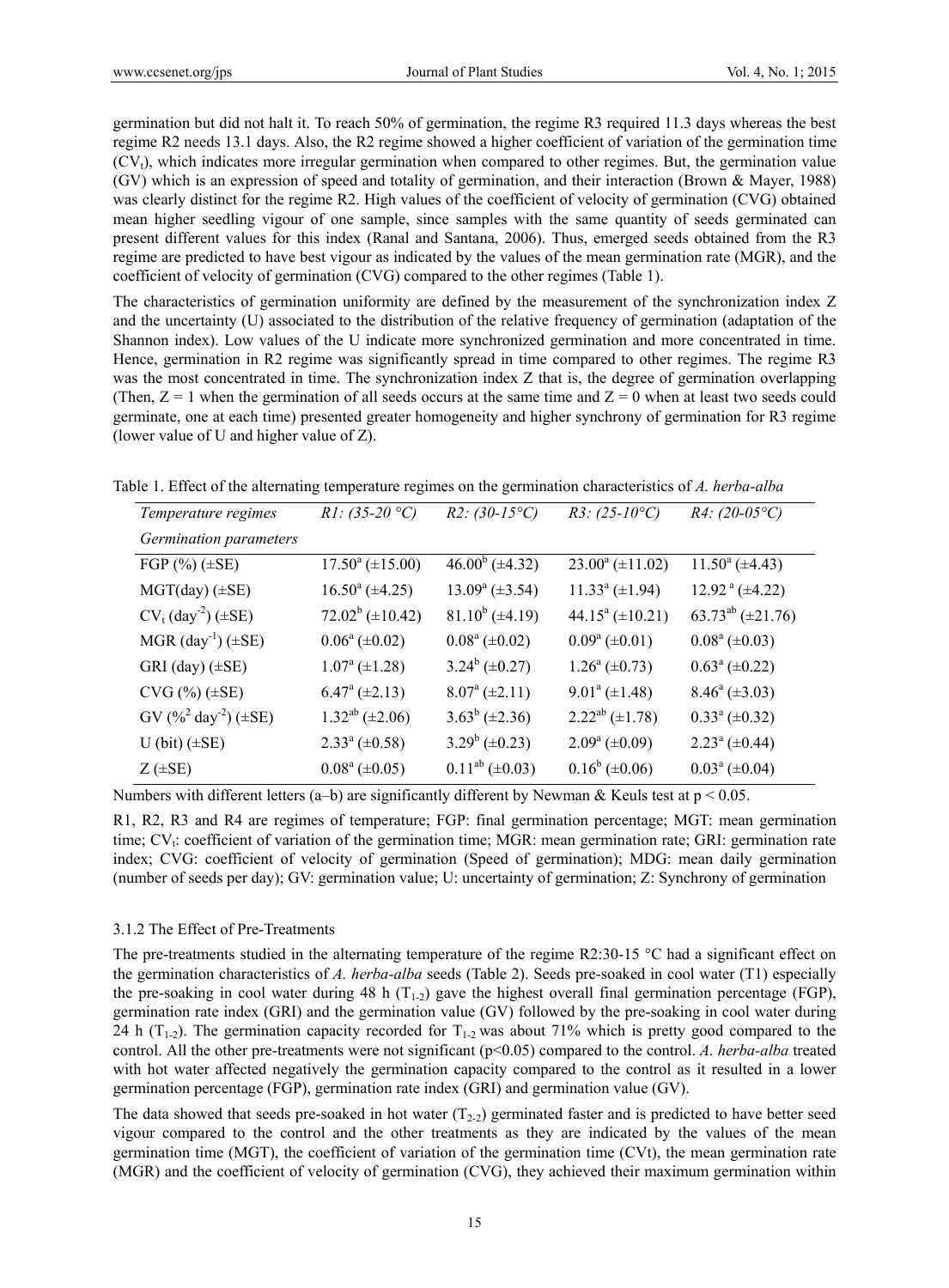germination but did not halt it. To reach 50% of germination, the regime R3 required 11.3 days whereas the best regime R2 needs 13.1 days. Also, the R2 regime showed a higher coefficient of variation of the germination time ($CV_t$), which indicates more irregular germination when compared to other regimes. But, the germination value (GV) which is an expression of speed and totality of germination, and their interaction (Brown & Mayer, 1988) was clearly distinct for the regime R2. High values of the coefficient of velocity of germination (CVG) obtained mean higher seedling vigour of one sample, since samples with the same quantity of seeds germinated can present different values for this index (Ranal and Santana, 2006). Thus, emerged seeds obtained from the R3 regime are predicted to have best vigour as indicated by the values of the mean germination rate (MGR), and the coefficient of velocity of germination (CVG) compared to the other regimes (Table 1).

The characteristics of germination uniformity are defined by the measurement of the synchronization index Z and the uncertainty (U) associated to the distribution of the relative frequency of germination (adaptation of the Shannon index). Low values of the U indicate more synchronized germination and more concentrated in time. Hence, germination in R2 regime was significantly spread in time compared to other regimes. The regime R3 was the most concentrated in time. The synchronization index Z that is, the degree of germination overlapping (Then, Z = 1 when the germination of all seeds occurs at the same time and Z = 0 when at least two seeds could germinate, one at each time) presented greater homogeneity and higher synchrony of germination for R3 regime (lower value of U and higher value of Z).

Table 1. Effect of the alternating temperature regimes on the germination characteristics of *A. herba-alba*

| *Temperature regimes* | *R1: (35-20 °C)* | *R2: (30-15°C)* | *R3: (25-10°C)* | *R4: (20-05°C)* |
|---|---|---|---|---|
| *Germination parameters* | | | | |
| FGP (%) (±SE) | $17.50^{a}$ (±15.00) | $46.00^{b}$ (±4.32) | $23.00^{a}$ (±11.02) | $11.50^{a}$ (±4.43) |
| MGT(day) (±SE) | $16.50^{a}$ (±4.25) | $13.09^{a}$ (±3.54) | $11.33^{a}$ (±1.94) | $12.92^{a}$ (±4.22) |
| $CV_t$ ($day^{-2}$) (±SE) | $72.02^{b}$ (±10.42) | $81.10^{b}$ (±4.19) | $44.15^{a}$ (±10.21) | $63.73^{ab}$ (±21.76) |
| MGR ($day^{-1}$) (±SE) | $0.06^{a}$ (±0.02) | $0.08^{a}$ (±0.02) | $0.09^{a}$ (±0.01) | $0.08^{a}$ (±0.03) |
| GRI (day) (±SE) | $1.07^{a}$ (±1.28) | $3.24^{b}$ (±0.27) | $1.26^{a}$ (±0.73) | $0.63^{a}$ (±0.22) |
| CVG (%) (±SE) | $6.47^{a}$ (±2.13) | $8.07^{a}$ (±2.11) | $9.01^{a}$ (±1.48) | $8.46^{a}$ (±3.03) |
| GV ($\%^2$ $day^{-2}$) (±SE) | $1.32^{ab}$ (±2.06) | $3.63^{b}$ (±2.36) | $2.22^{ab}$ (±1.78) | $0.33^{a}$ (±0.32) |
| U (bit) (±SE) | $2.33^{a}$ (±0.58) | $3.29^{b}$ (±0.23) | $2.09^{a}$ (±0.09) | $2.23^{a}$ (±0.44) |
| Z (±SE) | $0.08^{a}$ (±0.05) | $0.11^{ab}$ (±0.03) | $0.16^{b}$ (±0.06) | $0.03^{a}$ (±0.04) |

Numbers with different letters (a–b) are significantly different by Newman & Keuls test at $p < 0.05$.

R1, R2, R3 and R4 are regimes of temperature; FGP: final germination percentage; MGT: mean germination time; $CV_t$: coefficient of variation of the germination time; MGR: mean germination rate; GRI: germination rate index; CVG: coefficient of velocity of germination (Speed of germination); MDG: mean daily germination (number of seeds per day); GV: germination value; U: uncertainty of germination; Z: Synchrony of germination

### 3.1.2 The Effect of Pre-Treatments

The pre-treatments studied in the alternating temperature of the regime R2:30-15 °C had a significant effect on the germination characteristics of *A. herba-alba* seeds (Table 2). Seeds pre-soaked in cool water (T1) especially the pre-soaking in cool water during 48 h ($T_{1-2}$) gave the highest overall final germination percentage (FGP), germination rate index (GRI) and the germination value (GV) followed by the pre-soaking in cool water during 24 h ($T_{1-2}$). The germination capacity recorded for $T_{1-2}$ was about 71% which is pretty good compared to the control. All the other pre-treatments were not significant ($p<0.05$) compared to the control. *A. herba-alba* treated with hot water affected negatively the germination capacity compared to the control as it resulted in a lower germination percentage (FGP), germination rate index (GRI) and germination value (GV).

The data showed that seeds pre-soaked in hot water ($T_{2-2}$) germinated faster and is predicted to have better seed vigour compared to the control and the other treatments as they are indicated by the values of the mean germination time (MGT), the coefficient of variation of the germination time (CVt), the mean germination rate (MGR) and the coefficient of velocity of germination (CVG), they achieved their maximum germination within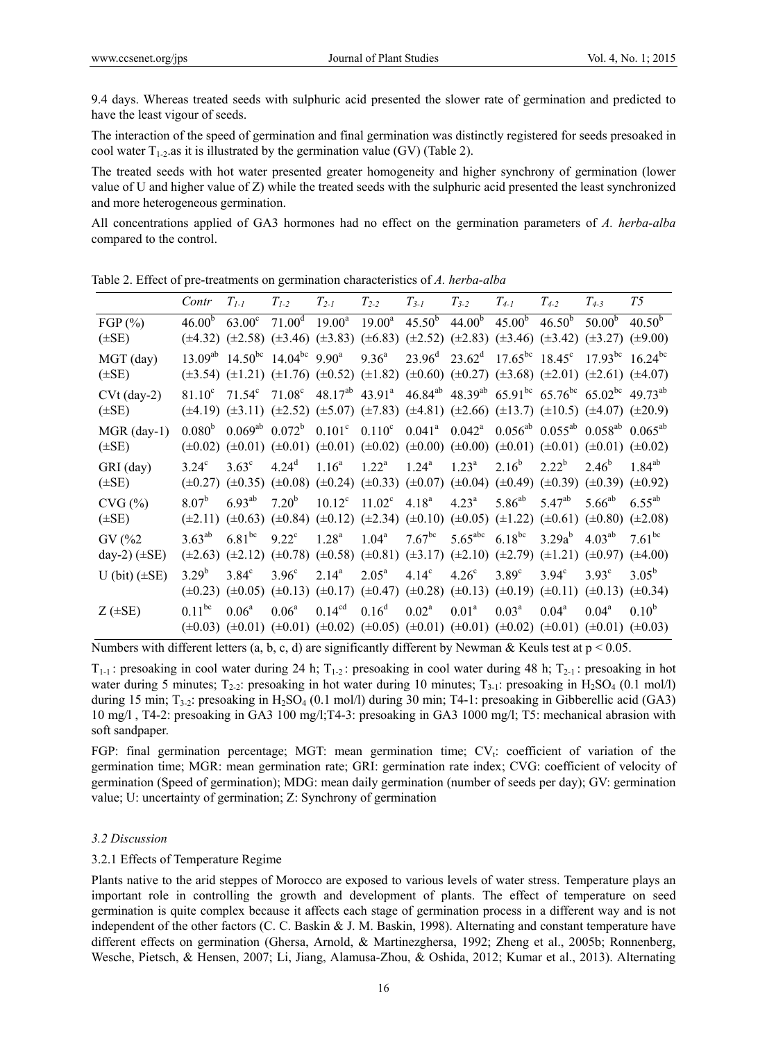9.4 days. Whereas treated seeds with sulphuric acid presented the slower rate of germination and predicted to have the least vigour of seeds.

The interaction of the speed of germination and final germination was distinctly registered for seeds presoaked in cool water $T_{1-2}$.as it is illustrated by the germination value (GV) (Table 2).

The treated seeds with hot water presented greater homogeneity and higher synchrony of germination (lower value of U and higher value of Z) while the treated seeds with the sulphuric acid presented the least synchronized and more heterogeneous germination.

All concentrations applied of GA3 hormones had no effect on the germination parameters of *A. herba-alba* compared to the control.

Table 2. Effect of pre-treatments on germination characteristics of *A. herba-alba*

| | *Contr* | $T_{1-1}$ | $T_{1-2}$ | $T_{2-1}$ | $T_{2-2}$ | $T_{3-1}$ | $T_{3-2}$ | $T_{4-1}$ | $T_{4-2}$ | $T_{4-3}$ | *T5* |
|---|---|---|---|---|---|---|---|---|---|---|---|
| FGP (%) (±SE) | $46.00^{b}$ (±4.32) | $63.00^{c}$ (±2.58) | $71.00^{d}$ (±3.46) | $19.00^{a}$ (±3.83) | $19.00^{a}$ (±6.83) | $45.50^{b}$ (±2.52) | $44.00^{b}$ (±2.83) | $45.00^{b}$ (±3.46) | $46.50^{b}$ (±3.42) | $50.00^{b}$ (±3.27) | $40.50^{b}$ (±9.00) |
| MGT (day) (±SE) | $13.09^{ab}$ (±3.54) | $14.50^{bc}$ (±1.21) | $14.04^{bc}$ (±1.76) | $9.90^{a}$ (±0.52) | $9.36^{a}$ (±1.82) | $23.96^{d}$ (±0.60) | $23.62^{d}$ (±0.27) | $17.65^{bc}$ (±3.68) | $18.45^{c}$ (±2.01) | $17.93^{bc}$ (±2.61) | $16.24^{bc}$ (±4.07) |
| CVt (day-2) (±SE) | $81.10^{c}$ (±4.19) | $71.54^{c}$ (±3.11) | $71.08^{c}$ (±2.52) | $48.17^{ab}$ (±5.07) | $43.91^{a}$ (±7.83) | $46.84^{ab}$ (±4.81) | $48.39^{ab}$ (±2.66) | $65.91^{bc}$ (±13.7) | $65.76^{bc}$ (±10.5) | $65.02^{bc}$ (±4.07) | $49.73^{ab}$ (±20.9) |
| MGR (day-1) (±SE) | $0.080^{b}$ (±0.02) | $0.069^{ab}$ (±0.01) | $0.072^{b}$ (±0.01) | $0.101^{c}$ (±0.01) | $0.110^{c}$ (±0.02) | $0.041^{a}$ (±0.00) | $0.042^{a}$ (±0.00) | $0.056^{ab}$ (±0.01) | $0.055^{ab}$ (±0.01) | $0.058^{ab}$ (±0.01) | $0.065^{ab}$ (±0.02) |
| GRI (day) (±SE) | $3.24^{c}$ (±0.27) | $3.63^{c}$ (±0.35) | $4.24^{d}$ (±0.08) | $1.16^{a}$ (±0.24) | $1.22^{a}$ (±0.33) | $1.24^{a}$ (±0.07) | $1.23^{a}$ (±0.04) | $2.16^{b}$ (±0.49) | $2.22^{b}$ (±0.39) | $2.46^{b}$ (±0.39) | $1.84^{ab}$ (±0.92) |
| CVG (%) (±SE) | $8.07^{b}$ (±2.11) | $6.93^{ab}$ (±0.63) | $7.20^{b}$ (±0.84) | $10.12^{c}$ (±0.12) | $11.02^{c}$ (±2.34) | $4.18^{a}$ (±0.10) | $4.23^{a}$ (±0.05) | $5.86^{ab}$ (±1.22) | $5.47^{ab}$ (±0.61) | $5.66^{ab}$ (±0.80) | $6.55^{ab}$ (±2.08) |
| GV (%2 day-2) (±SE) | $3.63^{ab}$ (±2.63) | $6.81^{bc}$ (±2.12) | $9.22^{c}$ (±0.78) | $1.28^{a}$ (±0.58) | $1.04^{a}$ (±0.81) | $7.67^{bc}$ (±3.17) | $5.65^{abc}$ (±2.10) | $6.18^{bc}$ (±2.79) | $3.29a^{b}$ (±1.21) | $4.03^{ab}$ (±0.97) | $7.61^{bc}$ (±4.00) |
| U (bit) (±SE) | $3.29^{b}$ (±0.23) | $3.84^{c}$ (±0.05) | $3.96^{c}$ (±0.13) | $2.14^{a}$ (±0.17) | $2.05^{a}$ (±0.47) | $4.14^{c}$ (±0.28) | $4.26^{c}$ (±0.13) | $3.89^{c}$ (±0.19) | $3.94^{c}$ (±0.11) | $3.93^{c}$ (±0.13) | $3.05^{b}$ (±0.34) |
| Z (±SE) | $0.11^{bc}$ (±0.03) | $0.06^{a}$ (±0.01) | $0.06^{a}$ (±0.01) | $0.14^{cd}$ (±0.02) | $0.16^{d}$ (±0.05) | $0.02^{a}$ (±0.01) | $0.01^{a}$ (±0.01) | $0.03^{a}$ (±0.02) | $0.04^{a}$ (±0.01) | $0.04^{a}$ (±0.01) | $0.10^{b}$ (±0.03) |

Numbers with different letters (a, b, c, d) are significantly different by Newman & Keuls test at $p < 0.05$.

$T_{1-1}$ : presoaking in cool water during 24 h; $T_{1-2}$ : presoaking in cool water during 48 h; $T_{2-1}$ : presoaking in hot water during 5 minutes; $T_{2-2}$: presoaking in hot water during 10 minutes; $T_{3-1}$: presoaking in $H_2SO_4$ (0.1 mol/l) during 15 min; $T_{3-2}$: presoaking in $H_2SO_4$ (0.1 mol/l) during 30 min; T4-1: presoaking in Gibberellic acid (GA3) 10 mg/l , T4-2: presoaking in GA3 100 mg/l;T4-3: presoaking in GA3 1000 mg/l; T5: mechanical abrasion with soft sandpaper.

FGP: final germination percentage; MGT: mean germination time; $CV_t$: coefficient of variation of the germination time; MGR: mean germination rate; GRI: germination rate index; CVG: coefficient of velocity of germination (Speed of germination); MDG: mean daily germination (number of seeds per day); GV: germination value; U: uncertainty of germination; Z: Synchrony of germination

### *3.2 Discussion*

3.2.1 Effects of Temperature Regime

Plants native to the arid steppes of Morocco are exposed to various levels of water stress. Temperature plays an important role in controlling the growth and development of plants. The effect of temperature on seed germination is quite complex because it affects each stage of germination process in a different way and is not independent of the other factors (C. C. Baskin & J. M. Baskin, 1998). Alternating and constant temperature have different effects on germination (Ghersa, Arnold, & Martinezghersa, 1992; Zheng et al., 2005b; Ronnenberg, Wesche, Pietsch, & Hensen, 2007; Li, Jiang, Alamusa-Zhou, & Oshida, 2012; Kumar et al., 2013). Alternating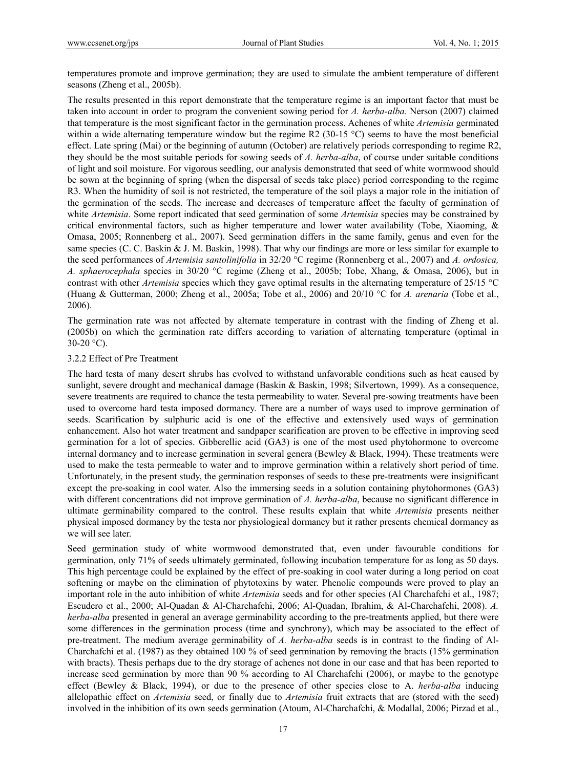temperatures promote and improve germination; they are used to simulate the ambient temperature of different seasons (Zheng et al., 2005b).

The results presented in this report demonstrate that the temperature regime is an important factor that must be taken into account in order to program the convenient sowing period for *A. herba-alba.* Nerson (2007) claimed that temperature is the most significant factor in the germination process. Achenes of white *Artemisia* germinated within a wide alternating temperature window but the regime R2 (30-15 °C) seems to have the most beneficial effect. Late spring (Mai) or the beginning of autumn (October) are relatively periods corresponding to regime R2, they should be the most suitable periods for sowing seeds of *A. herba-alba*, of course under suitable conditions of light and soil moisture. For vigorous seedling, our analysis demonstrated that seed of white wormwood should be sown at the beginning of spring (when the dispersal of seeds take place) period corresponding to the regime R3. When the humidity of soil is not restricted, the temperature of the soil plays a major role in the initiation of the germination of the seeds. The increase and decreases of temperature affect the faculty of germination of white *Artemisia*. Some report indicated that seed germination of some *Artemisia* species may be constrained by critical environmental factors, such as higher temperature and lower water availability (Tobe, Xiaoming, & Omasa, 2005; Ronnenberg et al., 2007). Seed germination differs in the same family, genus and even for the same species (C. C. Baskin & J. M. Baskin, 1998). That why our findings are more or less similar for example to the seed performances of *Artemisia santolinifolia* in 32/20 °C regime (Ronnenberg et al., 2007) and *A. ordosica, A. sphaerocephala* species in 30/20 °C regime (Zheng et al., 2005b; Tobe, Xhang, & Omasa, 2006), but in contrast with other *Artemisia* species which they gave optimal results in the alternating temperature of 25/15 °C (Huang & Gutterman, 2000; Zheng et al., 2005a; Tobe et al., 2006) and 20/10 °C for *A. arenaria* (Tobe et al., 2006).

The germination rate was not affected by alternate temperature in contrast with the finding of Zheng et al. (2005b) on which the germination rate differs according to variation of alternating temperature (optimal in 30-20 °C).

### 3.2.2 Effect of Pre Treatment

The hard testa of many desert shrubs has evolved to withstand unfavorable conditions such as heat caused by sunlight, severe drought and mechanical damage (Baskin & Baskin, 1998; Silvertown, 1999). As a consequence, severe treatments are required to chance the testa permeability to water. Several pre-sowing treatments have been used to overcome hard testa imposed dormancy. There are a number of ways used to improve germination of seeds. Scarification by sulphuric acid is one of the effective and extensively used ways of germination enhancement. Also hot water treatment and sandpaper scarification are proven to be effective in improving seed germination for a lot of species. Gibberellic acid (GA3) is one of the most used phytohormone to overcome internal dormancy and to increase germination in several genera (Bewley & Black, 1994). These treatments were used to make the testa permeable to water and to improve germination within a relatively short period of time. Unfortunately, in the present study, the germination responses of seeds to these pre-treatments were insignificant except the pre-soaking in cool water. Also the immersing seeds in a solution containing phytohormones (GA3) with different concentrations did not improve germination of *A. herba-alba*, because no significant difference in ultimate germinability compared to the control. These results explain that white *Artemisia* presents neither physical imposed dormancy by the testa nor physiological dormancy but it rather presents chemical dormancy as we will see later.

Seed germination study of white wormwood demonstrated that, even under favourable conditions for germination, only 71% of seeds ultimately germinated, following incubation temperature for as long as 50 days. This high percentage could be explained by the effect of pre-soaking in cool water during a long period on coat softening or maybe on the elimination of phytotoxins by water. Phenolic compounds were proved to play an important role in the auto inhibition of white *Artemisia* seeds and for other species (Al Charchafchi et al., 1987; Escudero et al., 2000; Al-Quadan & Al-Charchafchi, 2006; Al-Quadan, Ibrahim, & Al-Charchafchi, 2008). *A. herba-alba* presented in general an average germinability according to the pre-treatments applied, but there were some differences in the germination process (time and synchrony), which may be associated to the effect of pre-treatment. The medium average germinability of *A. herba-alba* seeds is in contrast to the finding of Al-Charchafchi et al. (1987) as they obtained 100 % of seed germination by removing the bracts (15% germination with bracts). Thesis perhaps due to the dry storage of achenes not done in our case and that has been reported to increase seed germination by more than 90 % according to Al Charchafchi (2006), or maybe to the genotype effect (Bewley & Black, 1994), or due to the presence of other species close to A. *herba-alba* inducing allelopathic effect on *Artemisia* seed, or finally due to *Artemisia* fruit extracts that are (stored with the seed) involved in the inhibition of its own seeds germination (Atoum, Al-Charchafchi, & Modallal, 2006; Pirzad et al.,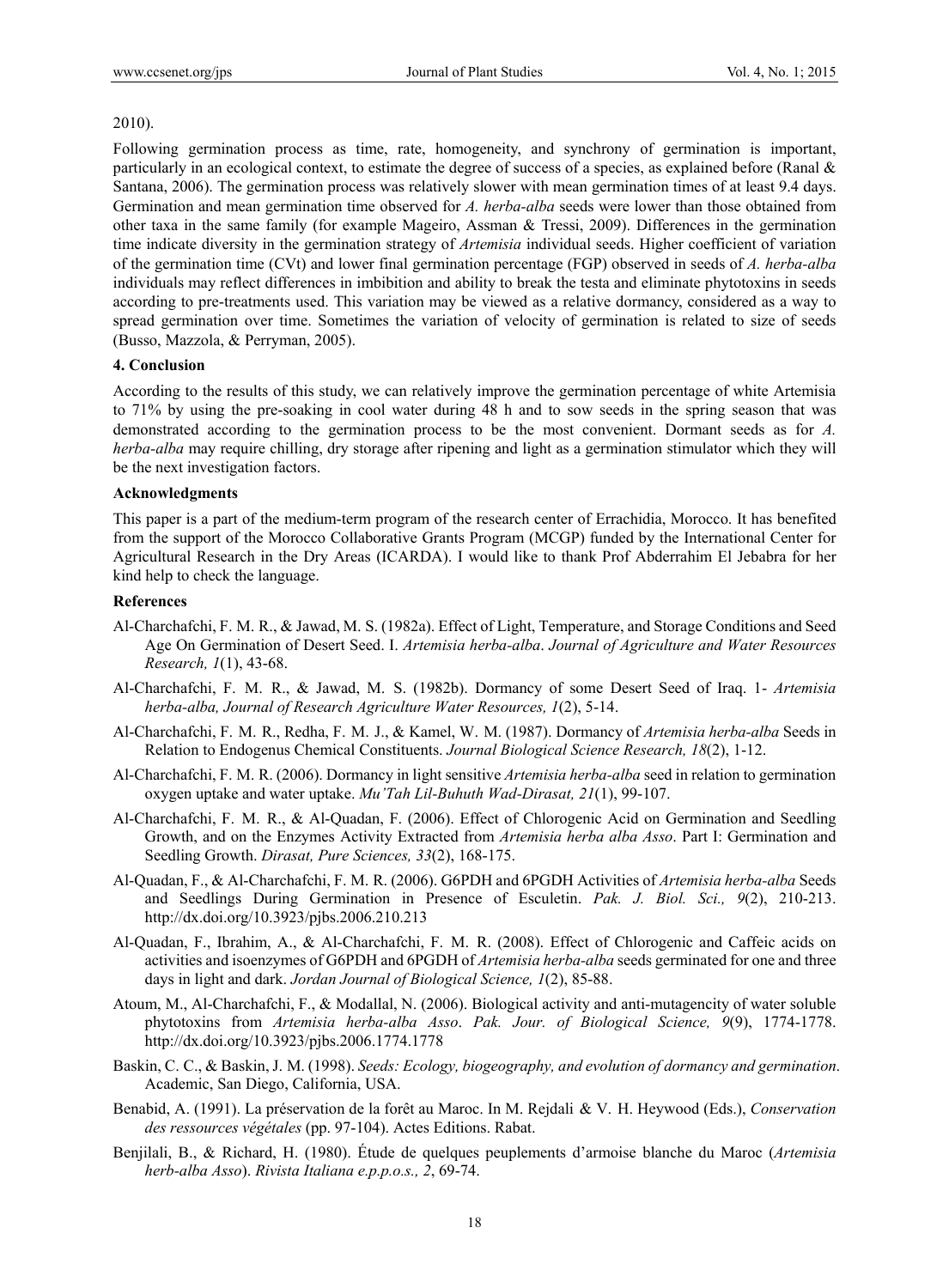2010).

Following germination process as time, rate, homogeneity, and synchrony of germination is important, particularly in an ecological context, to estimate the degree of success of a species, as explained before (Ranal & Santana, 2006). The germination process was relatively slower with mean germination times of at least 9.4 days. Germination and mean germination time observed for *A. herba-alba* seeds were lower than those obtained from other taxa in the same family (for example Mageiro, Assman & Tressi, 2009). Differences in the germination time indicate diversity in the germination strategy of *Artemisia* individual seeds. Higher coefficient of variation of the germination time (CVt) and lower final germination percentage (FGP) observed in seeds of *A. herba-alba* individuals may reflect differences in imbibition and ability to break the testa and eliminate phytotoxins in seeds according to pre-treatments used. This variation may be viewed as a relative dormancy, considered as a way to spread germination over time. Sometimes the variation of velocity of germination is related to size of seeds (Busso, Mazzola, & Perryman, 2005).

## 4. Conclusion

According to the results of this study, we can relatively improve the germination percentage of white Artemisia to 71% by using the pre-soaking in cool water during 48 h and to sow seeds in the spring season that was demonstrated according to the germination process to be the most convenient. Dormant seeds as for *A. herba-alba* may require chilling, dry storage after ripening and light as a germination stimulator which they will be the next investigation factors.

## Acknowledgments

This paper is a part of the medium-term program of the research center of Errachidia, Morocco. It has benefited from the support of the Morocco Collaborative Grants Program (MCGP) funded by the International Center for Agricultural Research in the Dry Areas (ICARDA). I would like to thank Prof Abderrahim El Jebabra for her kind help to check the language.

## References

Al-Charchafchi, F. M. R., & Jawad, M. S. (1982a). Effect of Light, Temperature, and Storage Conditions and Seed Age On Germination of Desert Seed. I. *Artemisia herba-alba*. *Journal of Agriculture and Water Resources Research, 1*(1), 43-68.

Al-Charchafchi, F. M. R., & Jawad, M. S. (1982b). Dormancy of some Desert Seed of Iraq. 1- *Artemisia herba-alba, Journal of Research Agriculture Water Resources, 1*(2), 5-14.

Al-Charchafchi, F. M. R., Redha, F. M. J., & Kamel, W. M. (1987). Dormancy of *Artemisia herba-alba* Seeds in Relation to Endogenus Chemical Constituents. *Journal Biological Science Research, 18*(2), 1-12.

Al-Charchafchi, F. M. R. (2006). Dormancy in light sensitive *Artemisia herba-alba* seed in relation to germination oxygen uptake and water uptake. *Mu'Tah Lil-Buhuth Wad-Dirasat, 21*(1), 99-107.

Al-Charchafchi, F. M. R., & Al-Quadan, F. (2006). Effect of Chlorogenic Acid on Germination and Seedling Growth, and on the Enzymes Activity Extracted from *Artemisia herba alba Asso*. Part I: Germination and Seedling Growth. *Dirasat, Pure Sciences, 33*(2), 168-175.

Al-Quadan, F., & Al-Charchafchi, F. M. R. (2006). G6PDH and 6PGDH Activities of *Artemisia herba-alba* Seeds and Seedlings During Germination in Presence of Esculetin. *Pak. J. Biol. Sci., 9*(2), 210-213. http://dx.doi.org/10.3923/pjbs.2006.210.213

Al-Quadan, F., Ibrahim, A., & Al-Charchafchi, F. M. R. (2008). Effect of Chlorogenic and Caffeic acids on activities and isoenzymes of G6PDH and 6PGDH of *Artemisia herba-alba* seeds germinated for one and three days in light and dark. *Jordan Journal of Biological Science, 1*(2), 85-88.

Atoum, M., Al-Charchafchi, F., & Modallal, N. (2006). Biological activity and anti-mutagencity of water soluble phytotoxins from *Artemisia herba-alba Asso*. *Pak. Jour. of Biological Science, 9*(9), 1774-1778. http://dx.doi.org/10.3923/pjbs.2006.1774.1778

Baskin, C. C., & Baskin, J. M. (1998). *Seeds: Ecology, biogeography, and evolution of dormancy and germination*. Academic, San Diego, California, USA.

Benabid, A. (1991). La préservation de la forêt au Maroc. In M. Rejdali & V. H. Heywood (Eds.), *Conservation des ressources végétales* (pp. 97-104). Actes Editions. Rabat.

Benjilali, B., & Richard, H. (1980). Étude de quelques peuplements d'armoise blanche du Maroc (*Artemisia herb-alba Asso*). *Rivista Italiana e.p.p.o.s., 2*, 69-74.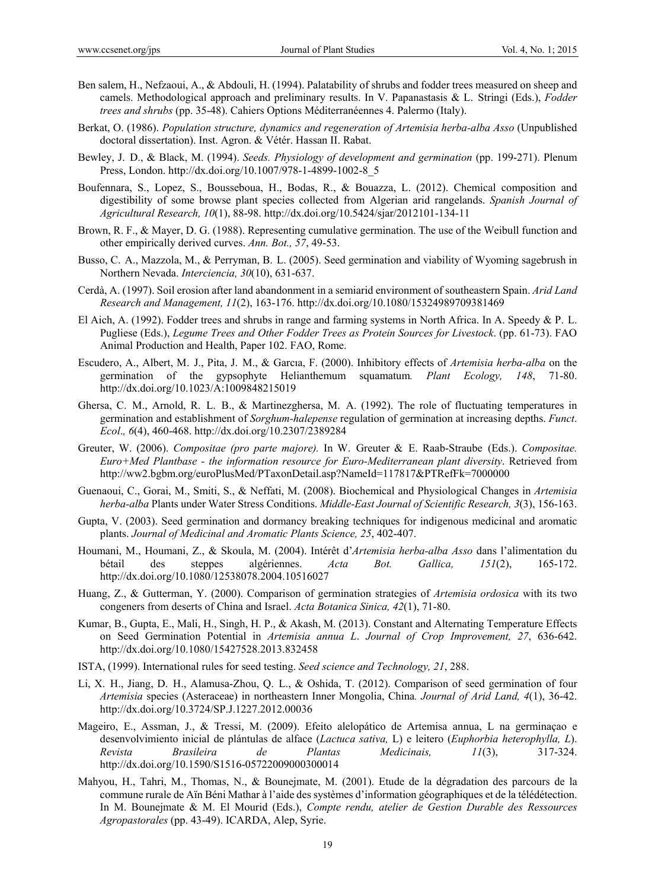Ben salem, H., Nefzaoui, A., & Abdouli, H. (1994). Palatability of shrubs and fodder trees measured on sheep and camels. Methodological approach and preliminary results. In V. Papanastasis & L. Stringi (Eds.), *Fodder trees and shrubs* (pp. 35-48). Cahiers Options Méditerranéennes 4. Palermo (Italy).

Berkat, O. (1986). *Population structure, dynamics and regeneration of Artemisia herba-alba Asso* (Unpublished doctoral dissertation). Inst. Agron. & Vétér. Hassan II. Rabat.

Bewley, J. D., & Black, M. (1994). *Seeds. Physiology of development and germination* (pp. 199-271). Plenum Press, London. http://dx.doi.org/10.1007/978-1-4899-1002-8_5

Boufennara, S., Lopez, S., Bousseboua, H., Bodas, R., & Bouazza, L. (2012). Chemical composition and digestibility of some browse plant species collected from Algerian arid rangelands. *Spanish Journal of Agricultural Research, 10*(1), 88-98. http://dx.doi.org/10.5424/sjar/2012101-134-11

Brown, R. F., & Mayer, D. G. (1988). Representing cumulative germination. The use of the Weibull function and other empirically derived curves. *Ann. Bot., 57*, 49-53.

Busso, C. A., Mazzola, M., & Perryman, B. L. (2005). Seed germination and viability of Wyoming sagebrush in Northern Nevada. *Interciencia, 30*(10), 631-637.

Cerdà, A. (1997). Soil erosion after land abandonment in a semiarid environment of southeastern Spain. *Arid Land Research and Management, 11*(2), 163-176. http://dx.doi.org/10.1080/15324989709381469

El Aich, A. (1992). Fodder trees and shrubs in range and farming systems in North Africa. In A. Speedy & P. L. Pugliese (Eds.), *Legume Trees and Other Fodder Trees as Protein Sources for Livestock*. (pp. 61-73). FAO Animal Production and Health, Paper 102. FAO, Rome.

Escudero, A., Albert, M. J., Pita, J. M., & Garcıa, F. (2000). Inhibitory effects of *Artemisia herba-alba* on the germination of the gypsophyte Helianthemum squamatum*. Plant Ecology, 148*, 71-80. http://dx.doi.org/10.1023/A:1009848215019

Ghersa, C. M., Arnold, R. L. B., & Martinezghersa, M. A. (1992). The role of fluctuating temperatures in germination and establishment of *Sorghum-halepense* regulation of germination at increasing depths. *Funct. Ecol., 6*(4), 460-468. http://dx.doi.org/10.2307/2389284

Greuter, W. (2006). *Compositae (pro parte majore).* In W. Greuter & E. Raab-Straube (Eds.). *Compositae. Euro+Med Plantbase - the information resource for Euro-Mediterranean plant diversity*. Retrieved from http://ww2.bgbm.org/euroPlusMed/PTaxonDetail.asp?NameId=117817&PTRefFk=7000000

Guenaoui, C., Gorai, M., Smiti, S., & Neffati, M. (2008). Biochemical and Physiological Changes in *Artemisia herba-alba* Plants under Water Stress Conditions. *Middle-East Journal of Scientific Research, 3*(3), 156-163.

Gupta, V. (2003). Seed germination and dormancy breaking techniques for indigenous medicinal and aromatic plants. *Journal of Medicinal and Aromatic Plants Science, 25*, 402-407.

Houmani, M., Houmani, Z., & Skoula, M. (2004). Intérêt d'*Artemisia herba-alba Asso* dans l'alimentation du bétail des steppes algériennes. *Acta Bot. Gallica, 151*(2), 165-172. http://dx.doi.org/10.1080/12538078.2004.10516027

Huang, Z., & Gutterman, Y. (2000). Comparison of germination strategies of *Artemisia ordosica* with its two congeners from deserts of China and Israel. *Acta Botanica Sinica, 42*(1), 71-80.

Kumar, B., Gupta, E., Mali, H., Singh, H. P., & Akash, M. (2013). Constant and Alternating Temperature Effects on Seed Germination Potential in *Artemisia annua L*. *Journal of Crop Improvement, 27*, 636-642. http://dx.doi.org/10.1080/15427528.2013.832458

ISTA, (1999). International rules for seed testing. *Seed science and Technology, 21*, 288.

Li, X. H., Jiang, D. H., Alamusa-Zhou, Q. L., & Oshida, T. (2012). Comparison of seed germination of four *Artemisia* species (Asteraceae) in northeastern Inner Mongolia, China*. Journal of Arid Land, 4*(1), 36-42. http://dx.doi.org/10.3724/SP.J.1227.2012.00036

Mageiro, E., Assman, J., & Tressi, M. (2009). Efeito alelopático de Artemisa annua, L na germinaçao e desenvolvimiento inicial de plántulas de alface (*Lactuca sativa,* L) e leitero (*Euphorbia heterophylla, L*). *Revista Brasileira de Plantas Medicinais, 11*(3), 317-324. http://dx.doi.org/10.1590/S1516-05722009000300014

Mahyou, H., Tahri, M., Thomas, N., & Bounejmate, M. (2001). Etude de la dégradation des parcours de la commune rurale de Aïn Béni Mathar à l'aide des systèmes d'information géographiques et de la télédétection. In M. Bounejmate & M. El Mourid (Eds.), *Compte rendu, atelier de Gestion Durable des Ressources Agropastorales* (pp. 43-49). ICARDA, Alep, Syrie.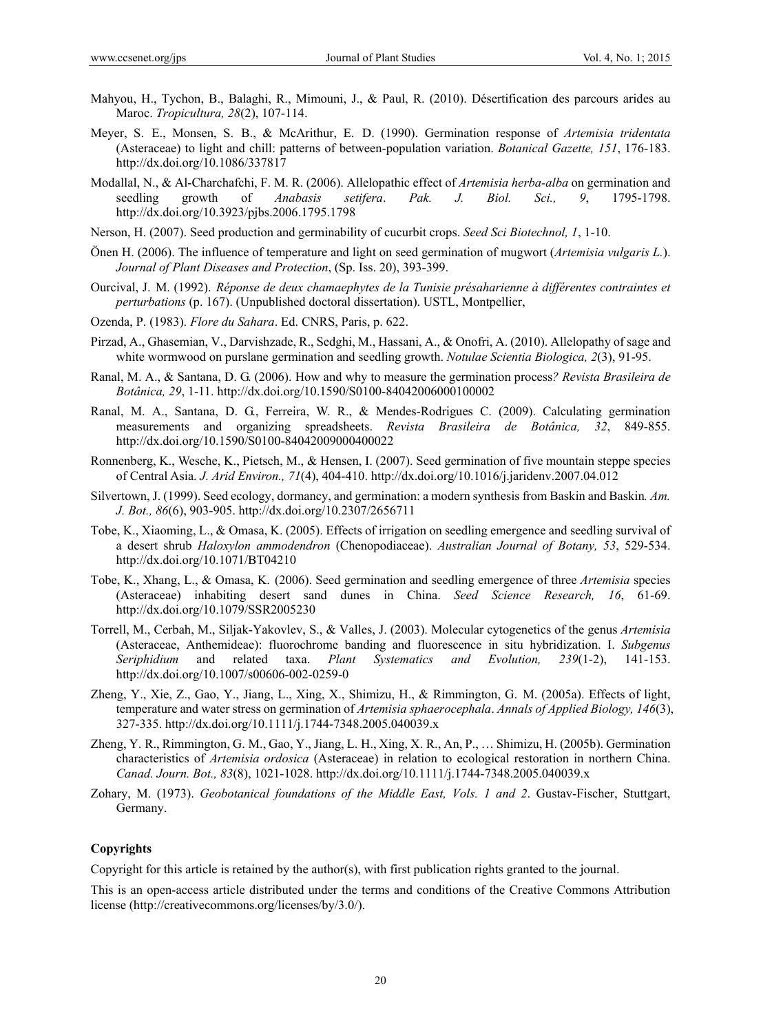Mahyou, H., Tychon, B., Balaghi, R., Mimouni, J., & Paul, R. (2010). Désertification des parcours arides au Maroc. *Tropicultura, 28*(2), 107-114.

Meyer, S. E., Monsen, S. B., & McArithur, E. D. (1990). Germination response of *Artemisia tridentata* (Asteraceae) to light and chill: patterns of between-population variation. *Botanical Gazette, 151*, 176-183. http://dx.doi.org/10.1086/337817

Modallal, N., & Al-Charchafchi, F. M. R. (2006). Allelopathic effect of *Artemisia herba-alba* on germination and seedling growth of *Anabasis setifera*. *Pak. J. Biol. Sci., 9*, 1795-1798. http://dx.doi.org/10.3923/pjbs.2006.1795.1798

Nerson, H. (2007). Seed production and germinability of cucurbit crops. *Seed Sci Biotechnol, 1*, 1-10.

Önen H. (2006). The influence of temperature and light on seed germination of mugwort (*Artemisia vulgaris L.*). *Journal of Plant Diseases and Protection*, (Sp. Iss. 20), 393-399.

Ourcival, J. M. (1992). *Réponse de deux chamaephytes de la Tunisie présaharienne à différentes contraintes et perturbations* (p. 167). (Unpublished doctoral dissertation). USTL, Montpellier,

Ozenda, P. (1983). *Flore du Sahara*. Ed. CNRS, Paris, p. 622.

Pirzad, A., Ghasemian, V., Darvishzade, R., Sedghi, M., Hassani, A., & Onofri, A. (2010). Allelopathy of sage and white wormwood on purslane germination and seedling growth. *Notulae Scientia Biologica, 2*(3), 91-95.

Ranal, M. A., & Santana, D. G. (2006). How and why to measure the germination process*? Revista Brasileira de Botânica, 29*, 1-11. http://dx.doi.org/10.1590/S0100-84042006000100002

Ranal, M. A., Santana, D. G., Ferreira, W. R., & Mendes-Rodrigues C. (2009). Calculating germination measurements and organizing spreadsheets. *Revista Brasileira de Botânica, 32*, 849-855. http://dx.doi.org/10.1590/S0100-84042009000400022

Ronnenberg, K., Wesche, K., Pietsch, M., & Hensen, I. (2007). Seed germination of five mountain steppe species of Central Asia. *J. Arid Environ., 71*(4), 404-410. http://dx.doi.org/10.1016/j.jaridenv.2007.04.012

Silvertown, J. (1999). Seed ecology, dormancy, and germination: a modern synthesis from Baskin and Baskin*. Am. J. Bot., 86*(6), 903-905. http://dx.doi.org/10.2307/2656711

Tobe, K., Xiaoming, L., & Omasa, K. (2005). Effects of irrigation on seedling emergence and seedling survival of a desert shrub *Haloxylon ammodendron* (Chenopodiaceae). *Australian Journal of Botany, 53*, 529-534. http://dx.doi.org/10.1071/BT04210

Tobe, K., Xhang, L., & Omasa, K. (2006). Seed germination and seedling emergence of three *Artemisia* species (Asteraceae) inhabiting desert sand dunes in China. *Seed Science Research, 16*, 61-69. http://dx.doi.org/10.1079/SSR2005230

Torrell, M., Cerbah, M., Siljak-Yakovlev, S., & Valles, J. (2003). Molecular cytogenetics of the genus *Artemisia* (Asteraceae, Anthemideae): fluorochrome banding and fluorescence in situ hybridization. I. *Subgenus Seriphidium* and related taxa. *Plant Systematics and Evolution, 239*(1-2), 141-153. http://dx.doi.org/10.1007/s00606-002-0259-0

Zheng, Y., Xie, Z., Gao, Y., Jiang, L., Xing, X., Shimizu, H., & Rimmington, G. M. (2005a). Effects of light, temperature and water stress on germination of *Artemisia sphaerocephala*. *Annals of Applied Biology, 146*(3), 327-335. http://dx.doi.org/10.1111/j.1744-7348.2005.040039.x

Zheng, Y. R., Rimmington, G. M., Gao, Y., Jiang, L. H., Xing, X. R., An, P., … Shimizu, H. (2005b). Germination characteristics of *Artemisia ordosica* (Asteraceae) in relation to ecological restoration in northern China. *Canad. Journ. Bot., 83*(8), 1021-1028. http://dx.doi.org/10.1111/j.1744-7348.2005.040039.x

Zohary, M. (1973). *Geobotanical foundations of the Middle East, Vols. 1 and 2*. Gustav-Fischer, Stuttgart, Germany.

**Copyrights**

Copyright for this article is retained by the author(s), with first publication rights granted to the journal.

This is an open-access article distributed under the terms and conditions of the Creative Commons Attribution license (http://creativecommons.org/licenses/by/3.0/).